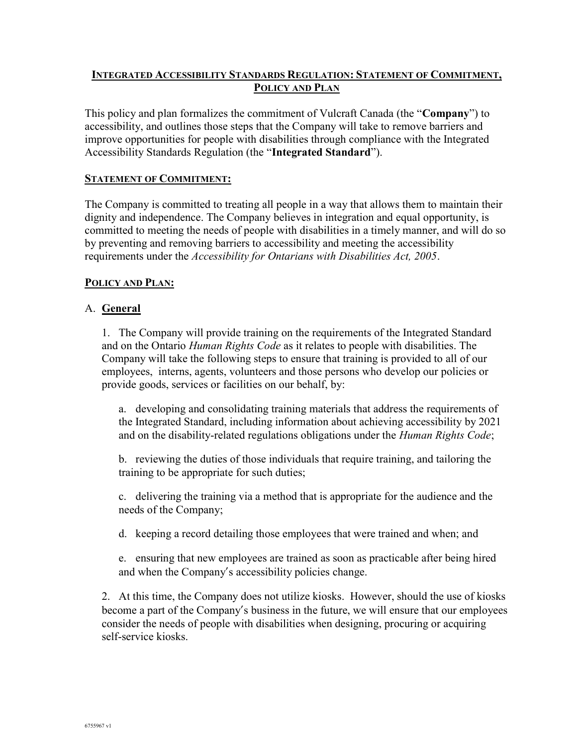# INTEGRATED ACCESSIBILITY STANDARDS REGULATION: STATEMENT OF COMMITMENT, POLICY AND PLAN

This policy and plan formalizes the commitment of Vulcraft Canada (the "**Company**") to accessibility, and outlines those steps that the Company will take to remove barriers and improve opportunities for people with disabilities through compliance with the Integrated Accessibility Standards Regulation (the "**Integrated Standard**").

## STATEMENT OF COMMITMENT:

The Company is committed to treating all people in a way that allows them to maintain their dignity and independence. The Company believes in integration and equal opportunity, is committed to meeting the needs of people with disabilities in a timely manner, and will do so by preventing and removing barriers to accessibility and meeting the accessibility requirements under the *Accessibility for Ontarians with Disabilities Act, 2005*.

## POLICY AND PLAN:

### A. General

1. The Company will provide training on the requirements of the Integrated Standard and on the Ontario *Human Rights Code* as it relates to people with disabilities. The Company will take the following steps to ensure that training is provided to all of our employees, interns, agents, volunteers and those persons who develop our policies or provide goods, services or facilities on our behalf, by:

   a. developing and consolidating training materials that address the requirements of the Integrated Standard, including information about achieving accessibility by 2021 and on the disability-related regulations obligations under the *Human Rights Code*;

   b. reviewing the duties of those individuals that require training, and tailoring the training to be appropriate for such duties;

   c. delivering the training via a method that is appropriate for the audience and the needs of the Company;

   d. keeping a record detailing those employees that were trained and when; and

   e. ensuring that new employees are trained as soon as practicable after being hired and when the Company's accessibility policies change.

2. At this time, the Company does not utilize kiosks. However, should the use of kiosks become a part of the Company's business in the future, we will ensure that our employees consider the needs of people with disabilities when designing, procuring or acquiring self-service kiosks.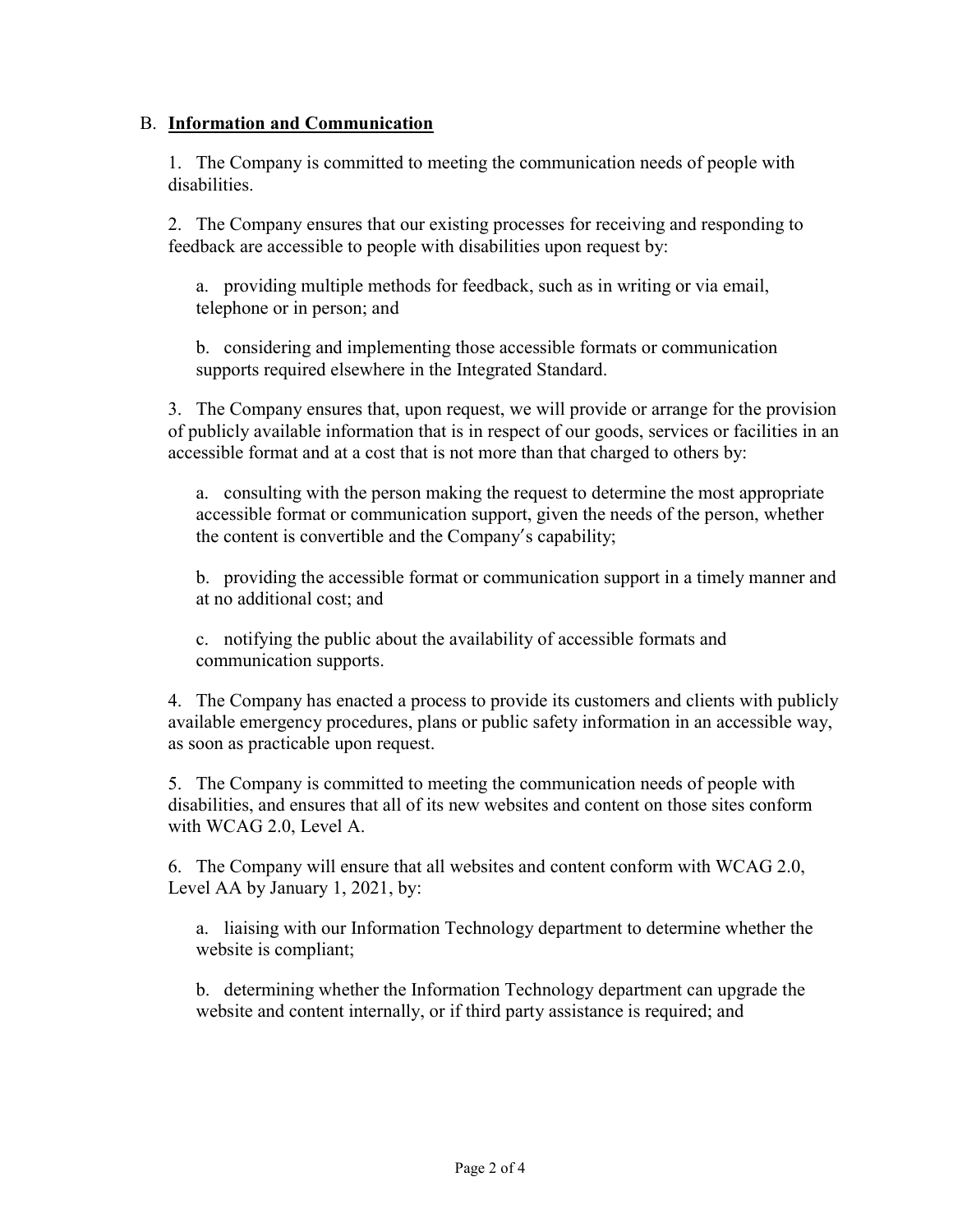## B. **Information and Communication**

1. The Company is committed to meeting the communication needs of people with disabilities.

2. The Company ensures that our existing processes for receiving and responding to feedback are accessible to people with disabilities upon request by:

   a. providing multiple methods for feedback, such as in writing or via email, telephone or in person; and

   b. considering and implementing those accessible formats or communication supports required elsewhere in the Integrated Standard.

3. The Company ensures that, upon request, we will provide or arrange for the provision of publicly available information that is in respect of our goods, services or facilities in an accessible format and at a cost that is not more than that charged to others by:

   a. consulting with the person making the request to determine the most appropriate accessible format or communication support, given the needs of the person, whether the content is convertible and the Company′s capability;

   b. providing the accessible format or communication support in a timely manner and at no additional cost; and

   c. notifying the public about the availability of accessible formats and communication supports.

4. The Company has enacted a process to provide its customers and clients with publicly available emergency procedures, plans or public safety information in an accessible way, as soon as practicable upon request.

5. The Company is committed to meeting the communication needs of people with disabilities, and ensures that all of its new websites and content on those sites conform with WCAG 2.0, Level A.

6. The Company will ensure that all websites and content conform with WCAG 2.0, Level AA by January 1, 2021, by:

   a. liaising with our Information Technology department to determine whether the website is compliant;

   b. determining whether the Information Technology department can upgrade the website and content internally, or if third party assistance is required; and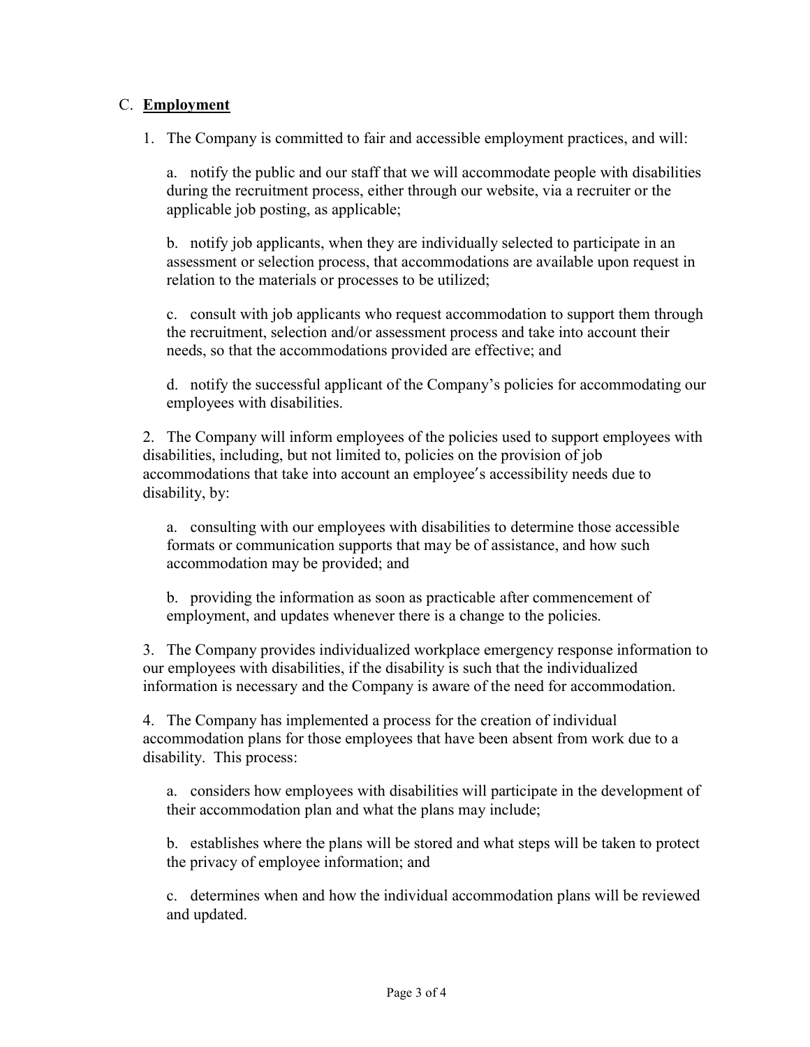## C. **Employment**

1. The Company is committed to fair and accessible employment practices, and will:

   a. notify the public and our staff that we will accommodate people with disabilities during the recruitment process, either through our website, via a recruiter or the applicable job posting, as applicable;

   b. notify job applicants, when they are individually selected to participate in an assessment or selection process, that accommodations are available upon request in relation to the materials or processes to be utilized;

   c. consult with job applicants who request accommodation to support them through the recruitment, selection and/or assessment process and take into account their needs, so that the accommodations provided are effective; and

   d. notify the successful applicant of the Company's policies for accommodating our employees with disabilities.

2. The Company will inform employees of the policies used to support employees with disabilities, including, but not limited to, policies on the provision of job accommodations that take into account an employee′s accessibility needs due to disability, by:

   a. consulting with our employees with disabilities to determine those accessible formats or communication supports that may be of assistance, and how such accommodation may be provided; and

   b. providing the information as soon as practicable after commencement of employment, and updates whenever there is a change to the policies.

3. The Company provides individualized workplace emergency response information to our employees with disabilities, if the disability is such that the individualized information is necessary and the Company is aware of the need for accommodation.

4. The Company has implemented a process for the creation of individual accommodation plans for those employees that have been absent from work due to a disability. This process:

   a. considers how employees with disabilities will participate in the development of their accommodation plan and what the plans may include;

   b. establishes where the plans will be stored and what steps will be taken to protect the privacy of employee information; and

   c. determines when and how the individual accommodation plans will be reviewed and updated.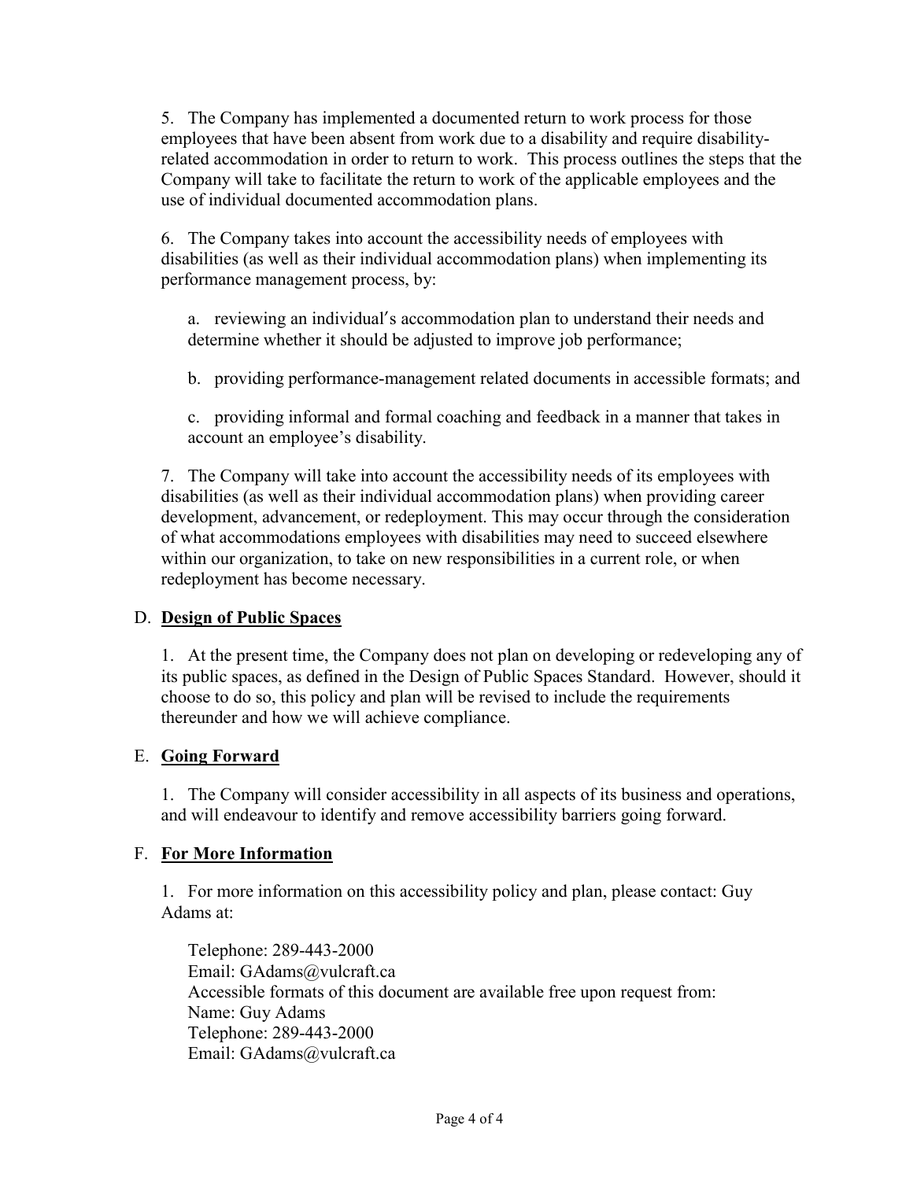5. The Company has implemented a documented return to work process for those employees that have been absent from work due to a disability and require disability-related accommodation in order to return to work. This process outlines the steps that the Company will take to facilitate the return to work of the applicable employees and the use of individual documented accommodation plans.

6. The Company takes into account the accessibility needs of employees with disabilities (as well as their individual accommodation plans) when implementing its performance management process, by:

   a. reviewing an individual's accommodation plan to understand their needs and determine whether it should be adjusted to improve job performance;

   b. providing performance-management related documents in accessible formats; and

   c. providing informal and formal coaching and feedback in a manner that takes in account an employee's disability.

7. The Company will take into account the accessibility needs of its employees with disabilities (as well as their individual accommodation plans) when providing career development, advancement, or redeployment. This may occur through the consideration of what accommodations employees with disabilities may need to succeed elsewhere within our organization, to take on new responsibilities in a current role, or when redeployment has become necessary.

## D. **Design of Public Spaces**

1. At the present time, the Company does not plan on developing or redeveloping any of its public spaces, as defined in the Design of Public Spaces Standard. However, should it choose to do so, this policy and plan will be revised to include the requirements thereunder and how we will achieve compliance.

## E. **Going Forward**

1. The Company will consider accessibility in all aspects of its business and operations, and will endeavour to identify and remove accessibility barriers going forward.

## F. **For More Information**

1. For more information on this accessibility policy and plan, please contact: Guy Adams at:

   Telephone: 289-443-2000
   Email: GAdams@vulcraft.ca
   Accessible formats of this document are available free upon request from:
   Name: Guy Adams
   Telephone: 289-443-2000
   Email: GAdams@vulcraft.ca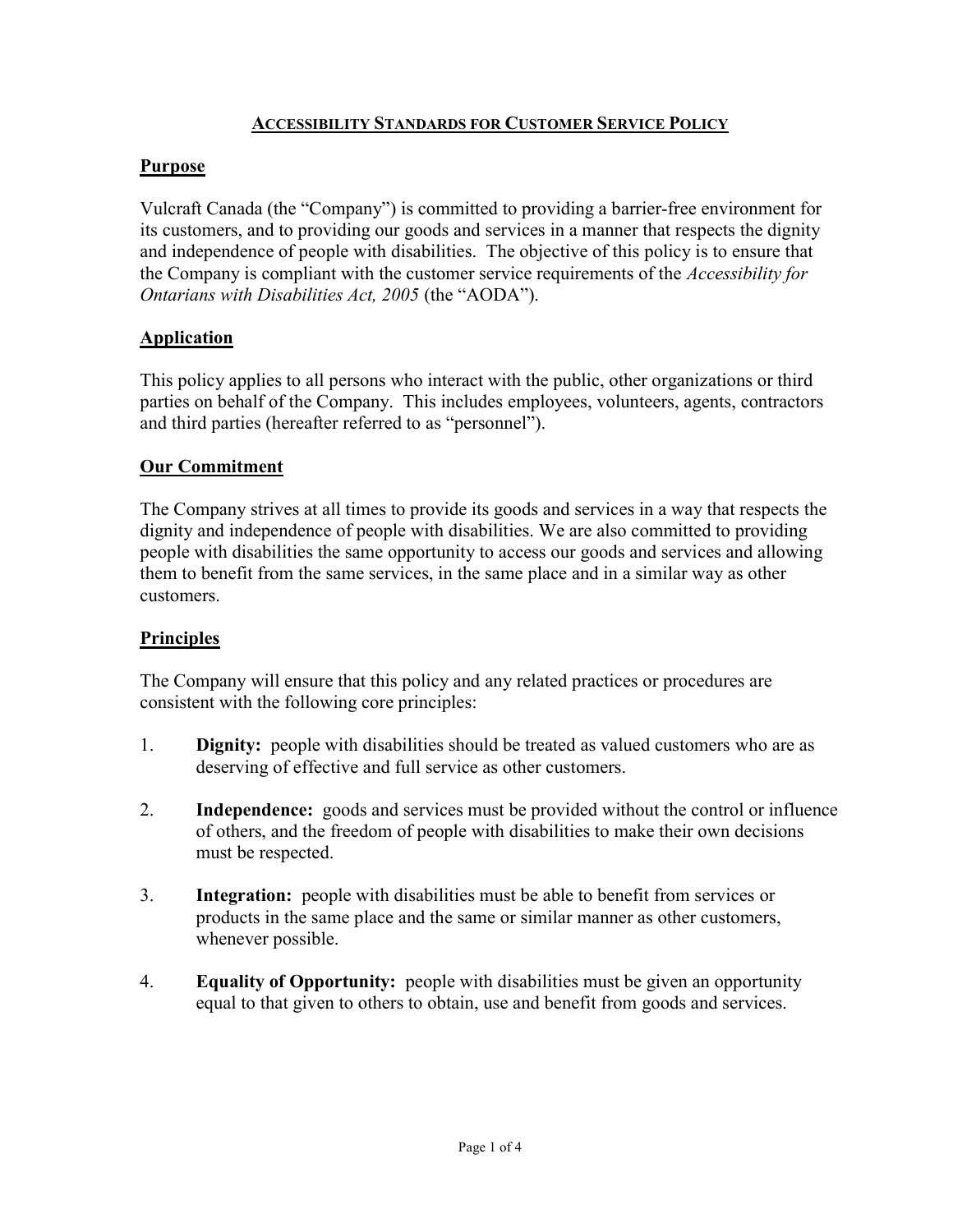# ACCESSIBILITY STANDARDS FOR CUSTOMER SERVICE POLICY

## Purpose

Vulcraft Canada (the "Company") is committed to providing a barrier-free environment for its customers, and to providing our goods and services in a manner that respects the dignity and independence of people with disabilities. The objective of this policy is to ensure that the Company is compliant with the customer service requirements of the *Accessibility for Ontarians with Disabilities Act, 2005* (the "AODA").

## Application

This policy applies to all persons who interact with the public, other organizations or third parties on behalf of the Company. This includes employees, volunteers, agents, contractors and third parties (hereafter referred to as "personnel").

## Our Commitment

The Company strives at all times to provide its goods and services in a way that respects the dignity and independence of people with disabilities. We are also committed to providing people with disabilities the same opportunity to access our goods and services and allowing them to benefit from the same services, in the same place and in a similar way as other customers.

## Principles

The Company will ensure that this policy and any related practices or procedures are consistent with the following core principles:

1. **Dignity:** people with disabilities should be treated as valued customers who are as deserving of effective and full service as other customers.

2. **Independence:** goods and services must be provided without the control or influence of others, and the freedom of people with disabilities to make their own decisions must be respected.

3. **Integration:** people with disabilities must be able to benefit from services or products in the same place and the same or similar manner as other customers, whenever possible.

4. **Equality of Opportunity:** people with disabilities must be given an opportunity equal to that given to others to obtain, use and benefit from goods and services.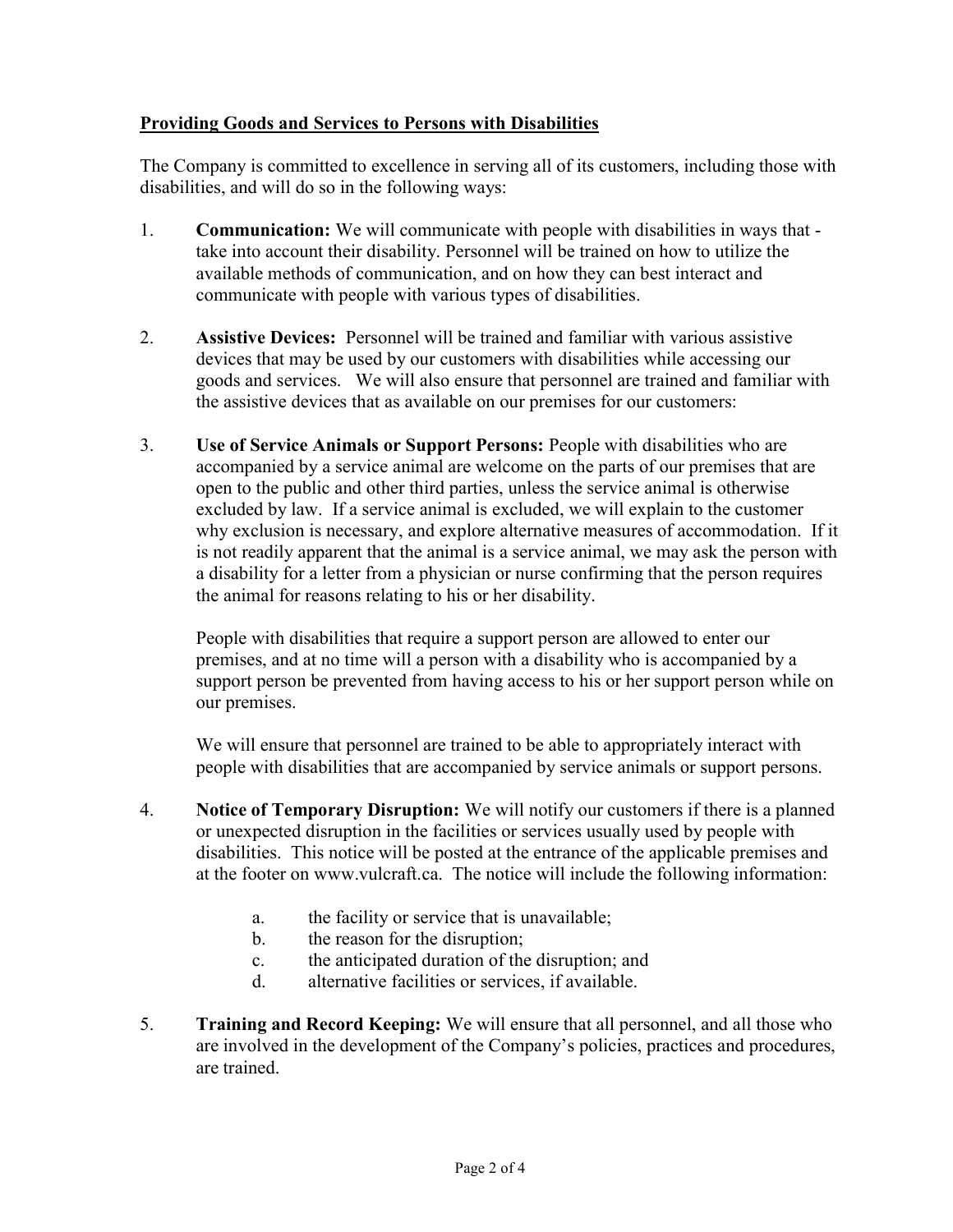## **Providing Goods and Services to Persons with Disabilities**

The Company is committed to excellence in serving all of its customers, including those with disabilities, and will do so in the following ways:

1. **Communication:** We will communicate with people with disabilities in ways that - take into account their disability. Personnel will be trained on how to utilize the available methods of communication, and on how they can best interact and communicate with people with various types of disabilities.

2. **Assistive Devices:** Personnel will be trained and familiar with various assistive devices that may be used by our customers with disabilities while accessing our goods and services. We will also ensure that personnel are trained and familiar with the assistive devices that as available on our premises for our customers:

3. **Use of Service Animals or Support Persons:** People with disabilities who are accompanied by a service animal are welcome on the parts of our premises that are open to the public and other third parties, unless the service animal is otherwise excluded by law. If a service animal is excluded, we will explain to the customer why exclusion is necessary, and explore alternative measures of accommodation. If it is not readily apparent that the animal is a service animal, we may ask the person with a disability for a letter from a physician or nurse confirming that the person requires the animal for reasons relating to his or her disability.

   People with disabilities that require a support person are allowed to enter our premises, and at no time will a person with a disability who is accompanied by a support person be prevented from having access to his or her support person while on our premises.

   We will ensure that personnel are trained to be able to appropriately interact with people with disabilities that are accompanied by service animals or support persons.

4. **Notice of Temporary Disruption:** We will notify our customers if there is a planned or unexpected disruption in the facilities or services usually used by people with disabilities. This notice will be posted at the entrance of the applicable premises and at the footer on www.vulcraft.ca. The notice will include the following information:

   a. the facility or service that is unavailable;
   b. the reason for the disruption;
   c. the anticipated duration of the disruption; and
   d. alternative facilities or services, if available.

5. **Training and Record Keeping:** We will ensure that all personnel, and all those who are involved in the development of the Company's policies, practices and procedures, are trained.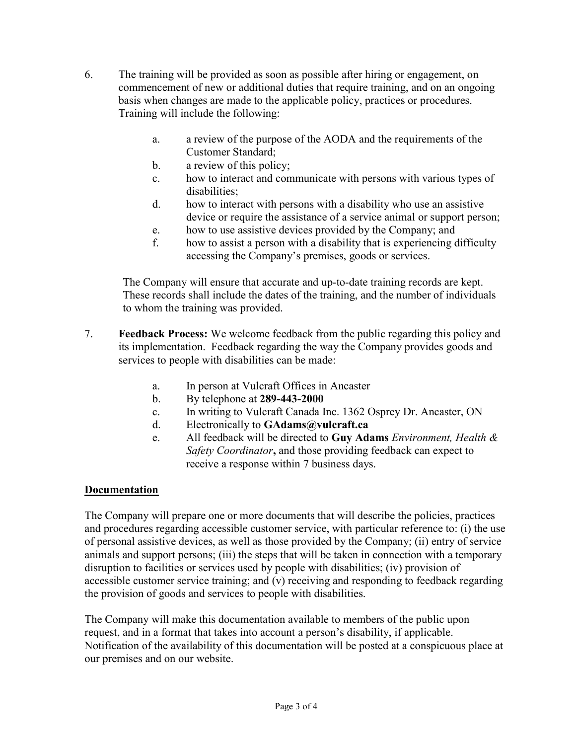6. The training will be provided as soon as possible after hiring or engagement, on commencement of new or additional duties that require training, and on an ongoing basis when changes are made to the applicable policy, practices or procedures. Training will include the following:

   a. a review of the purpose of the AODA and the requirements of the Customer Standard;
   b. a review of this policy;
   c. how to interact and communicate with persons with various types of disabilities;
   d. how to interact with persons with a disability who use an assistive device or require the assistance of a service animal or support person;
   e. how to use assistive devices provided by the Company; and
   f. how to assist a person with a disability that is experiencing difficulty accessing the Company's premises, goods or services.

   The Company will ensure that accurate and up-to-date training records are kept. These records shall include the dates of the training, and the number of individuals to whom the training was provided.

7. **Feedback Process:** We welcome feedback from the public regarding this policy and its implementation. Feedback regarding the way the Company provides goods and services to people with disabilities can be made:

   a. In person at Vulcraft Offices in Ancaster
   b. By telephone at **289-443-2000**
   c. In writing to Vulcraft Canada Inc. 1362 Osprey Dr. Ancaster, ON
   d. Electronically to **GAdams@vulcraft.ca**
   e. All feedback will be directed to **Guy Adams** *Environment, Health & Safety Coordinator***,** and those providing feedback can expect to receive a response within 7 business days.

## Documentation

The Company will prepare one or more documents that will describe the policies, practices and procedures regarding accessible customer service, with particular reference to: (i) the use of personal assistive devices, as well as those provided by the Company; (ii) entry of service animals and support persons; (iii) the steps that will be taken in connection with a temporary disruption to facilities or services used by people with disabilities; (iv) provision of accessible customer service training; and (v) receiving and responding to feedback regarding the provision of goods and services to people with disabilities.

The Company will make this documentation available to members of the public upon request, and in a format that takes into account a person's disability, if applicable. Notification of the availability of this documentation will be posted at a conspicuous place at our premises and on our website.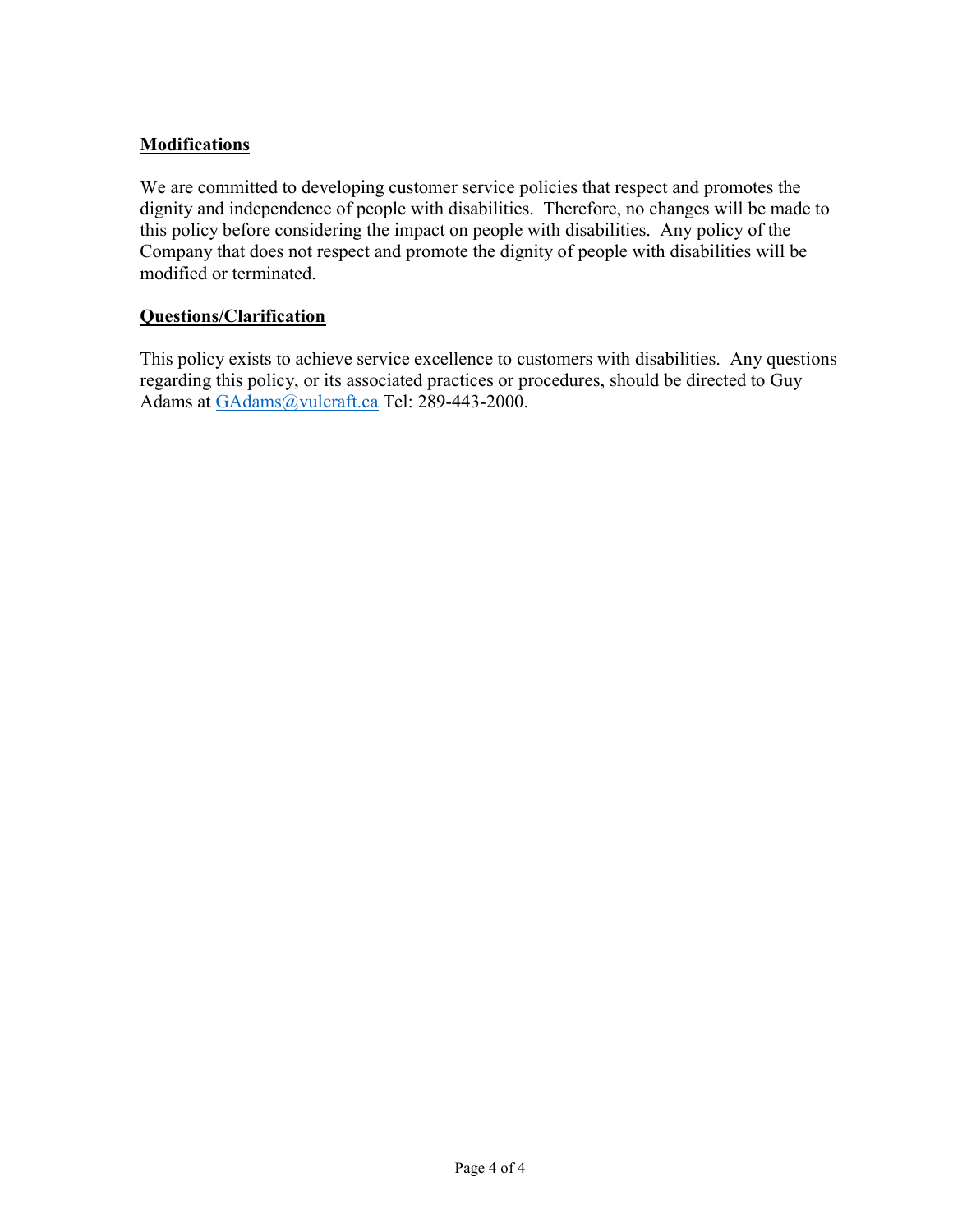## Modifications

We are committed to developing customer service policies that respect and promotes the dignity and independence of people with disabilities. Therefore, no changes will be made to this policy before considering the impact on people with disabilities. Any policy of the Company that does not respect and promote the dignity of people with disabilities will be modified or terminated.

## Questions/Clarification

This policy exists to achieve service excellence to customers with disabilities. Any questions regarding this policy, or its associated practices or procedures, should be directed to Guy Adams at GAdams@vulcraft.ca Tel: 289-443-2000.